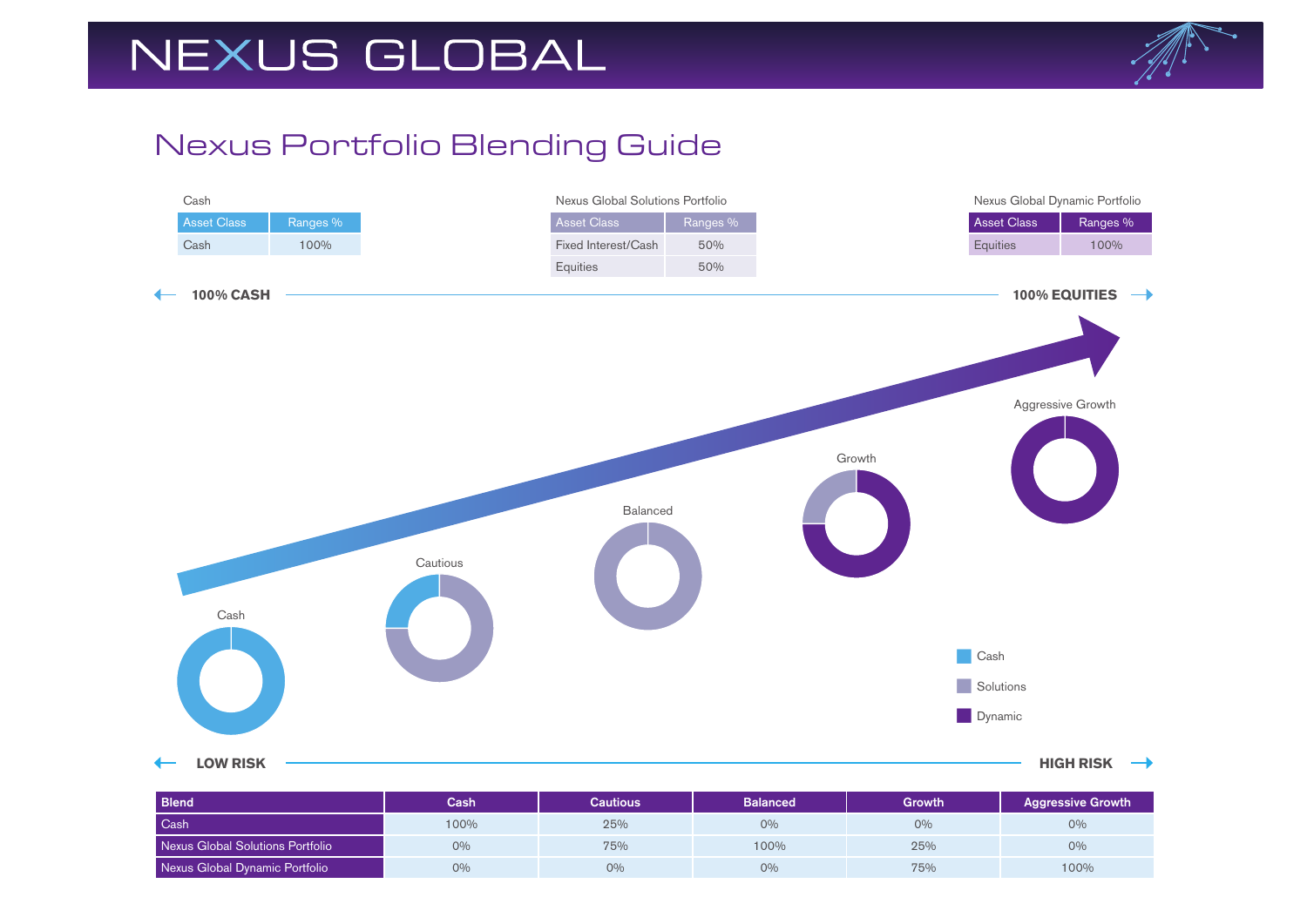# NEXUS GLOBAL

## Nexus Portfolio Blending Guide

Cash

| Asset Class | Ranges % |
| --- | --- |
| Cash | 100% |

Nexus Global Solutions Portfolio

| Asset Class | Ranges % |
| --- | --- |
| Fixed Interest/Cash | 50% |
| Equities | 50% |

Nexus Global Dynamic Portfolio

| Asset Class | Ranges % |
| --- | --- |
| Equities | 100% |

**100% CASH** ← → **100% EQUITIES**

Cash | Cautious | Balanced | Growth | Aggressive Growth

Cash | Solutions | Dynamic

**LOW RISK** ← → **HIGH RISK**

| Blend | Cash | Cautious | Balanced | Growth | Aggressive Growth |
| --- | --- | --- | --- | --- | --- |
| Cash | 100% | 25% | 0% | 0% | 0% |
| Nexus Global Solutions Portfolio | 0% | 75% | 100% | 25% | 0% |
| Nexus Global Dynamic Portfolio | 0% | 0% | 0% | 75% | 100% |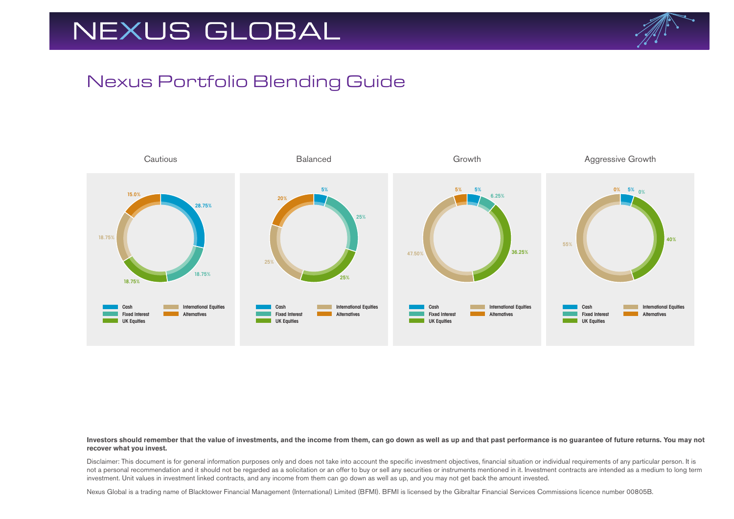# NEXUS GLOBAL

## Nexus Portfolio Blending Guide

Cautious

28.75%
18.75%
18.75%
18.75%
15.0%

Cash
Fixed Interest
UK Equities
International Equities
Alternatives

Balanced

5%
25%
25%
25%
20%

Cash
Fixed Interest
UK Equities
International Equities
Alternatives

Growth

5%
6.25%
36.25%
47.50%
5%

Cash
Fixed Interest
UK Equities
International Equities
Alternatives

Aggressive Growth

5%
0%
40%
55%
0%

Cash
Fixed Interest
UK Equities
International Equities
Alternatives

**Investors should remember that the value of investments, and the income from them, can go down as well as up and that past performance is no guarantee of future returns. You may not recover what you invest.**

Disclaimer: This document is for general information purposes only and does not take into account the specific investment objectives, financial situation or individual requirements of any particular person. It is not a personal recommendation and it should not be regarded as a solicitation or an offer to buy or sell any securities or instruments mentioned in it. Investment contracts are intended as a medium to long term investment. Unit values in investment linked contracts, and any income from them can go down as well as up, and you may not get back the amount invested.

Nexus Global is a trading name of Blacktower Financial Management (International) Limited (BFMI). BFMI is licensed by the Gibraltar Financial Services Commissions licence number 00805B.